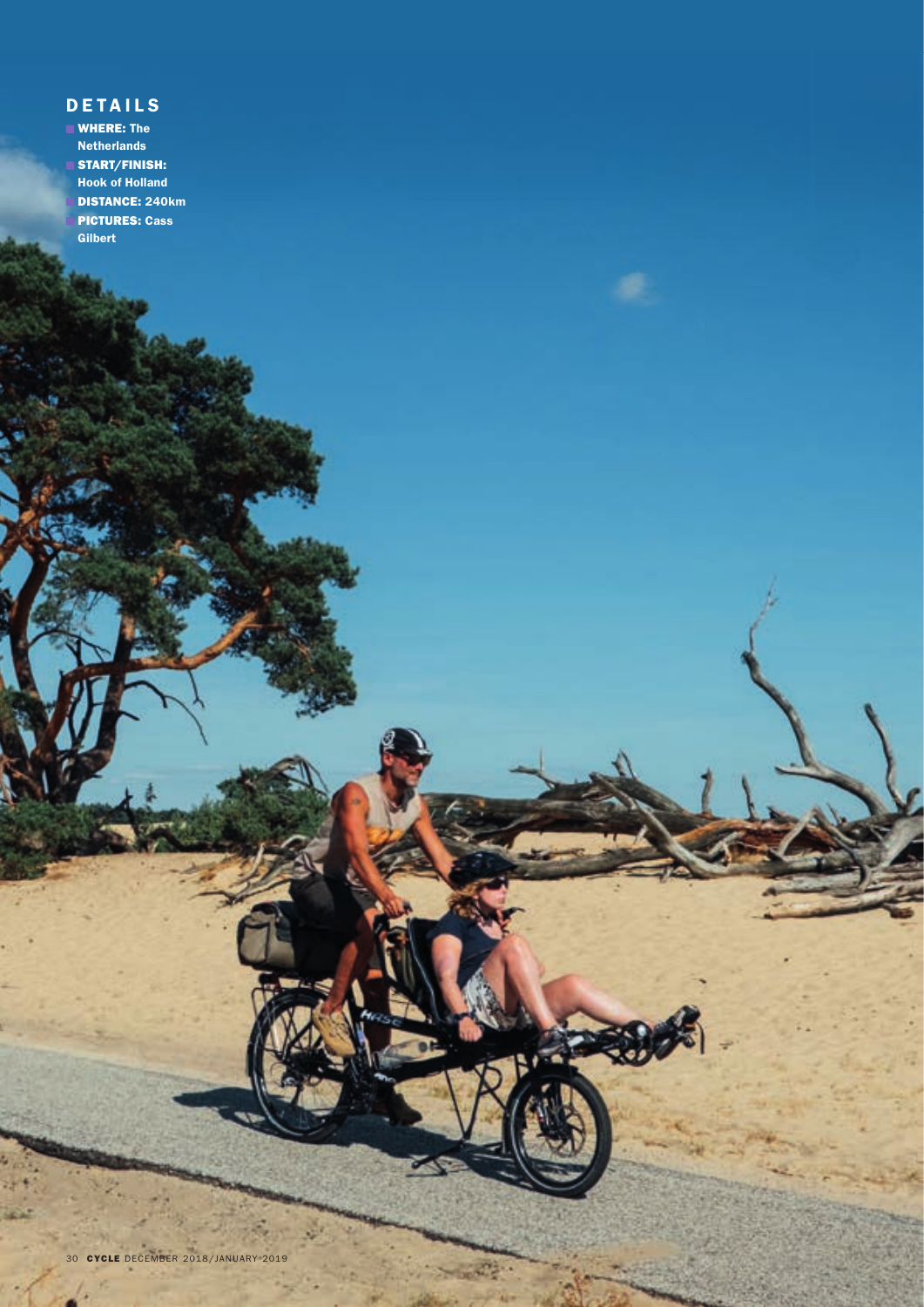## DETAILS

- **WHERE:** The Netherlands
- **START/FINISH:** Hook of Holland
- **DISTANCE:** 240km
- **PICTURES:** Cass Gilbert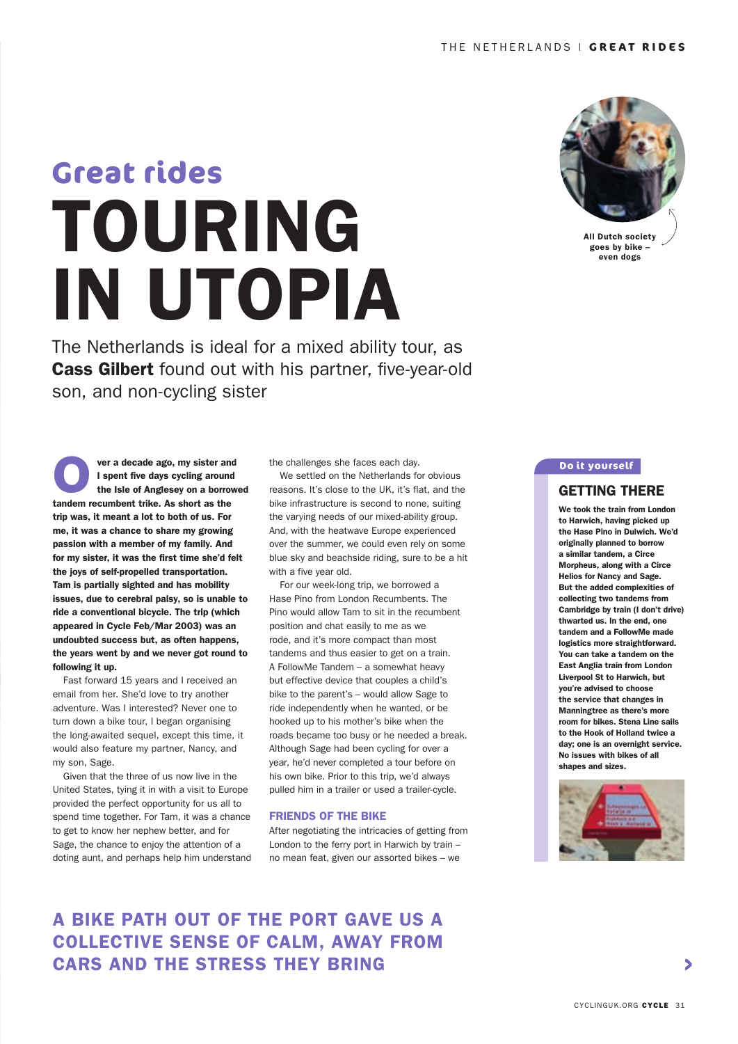Great rides

# TOURING IN UTOPIA

The Netherlands is ideal for a mixed ability tour, as **Cass Gilbert** found out with his partner, five-year-old son, and non-cycling sister

All Dutch society goes by bike – even dogs

**Over a decade ago, my sister and I spent five days cycling around the Isle of Anglesey on a borrowed tandem recumbent trike. As short as the trip was, it meant a lot to both of us. For me, it was a chance to share my growing passion with a member of my family. And for my sister, it was the first time she'd felt the joys of self-propelled transportation. Tam is partially sighted and has mobility issues, due to cerebral palsy, so is unable to ride a conventional bicycle. The trip (which appeared in Cycle Feb/Mar 2003) was an undoubted success but, as often happens, the years went by and we never got round to following it up.**

Fast forward 15 years and I received an email from her. She'd love to try another adventure. Was I interested? Never one to turn down a bike tour, I began organising the long-awaited sequel, except this time, it would also feature my partner, Nancy, and my son, Sage.

Given that the three of us now live in the United States, tying it in with a visit to Europe provided the perfect opportunity for us all to spend time together. For Tam, it was a chance to get to know her nephew better, and for Sage, the chance to enjoy the attention of a doting aunt, and perhaps help him understand the challenges she faces each day.

We settled on the Netherlands for obvious reasons. It's close to the UK, it's flat, and the bike infrastructure is second to none, suiting the varying needs of our mixed-ability group. And, with the heatwave Europe experienced over the summer, we could even rely on some blue sky and beachside riding, sure to be a hit with a five year old.

For our week-long trip, we borrowed a Hase Pino from London Recumbents. The Pino would allow Tam to sit in the recumbent position and chat easily to me as we rode, and it's more compact than most tandems and thus easier to get on a train. A FollowMe Tandem – a somewhat heavy but effective device that couples a child's bike to the parent's – would allow Sage to ride independently when he wanted, or be hooked up to his mother's bike when the roads became too busy or he needed a break. Although Sage had been cycling for over a year, he'd never completed a tour before on his own bike. Prior to this trip, we'd always pulled him in a trailer or used a trailer-cycle.

### FRIENDS OF THE BIKE

After negotiating the intricacies of getting from London to the ferry port in Harwich by train – no mean feat, given our assorted bikes – we

**A BIKE PATH OUT OF THE PORT GAVE US A COLLECTIVE SENSE OF CALM, AWAY FROM CARS AND THE STRESS THEY BRING**

Do it yourself

## GETTING THERE

**We took the train from London to Harwich, having picked up the Hase Pino in Dulwich. We'd originally planned to borrow a similar tandem, a Circe Morpheus, along with a Circe Helios for Nancy and Sage. But the added complexities of collecting two tandems from Cambridge by train (I don't drive) thwarted us. In the end, one tandem and a FollowMe made logistics more straightforward. You can take a tandem on the East Anglia train from London Liverpool St to Harwich, but you're advised to choose the service that changes in Manningtree as there's more room for bikes. Stena Line sails to the Hook of Holland twice a day; one is an overnight service. No issues with bikes of all shapes and sizes.**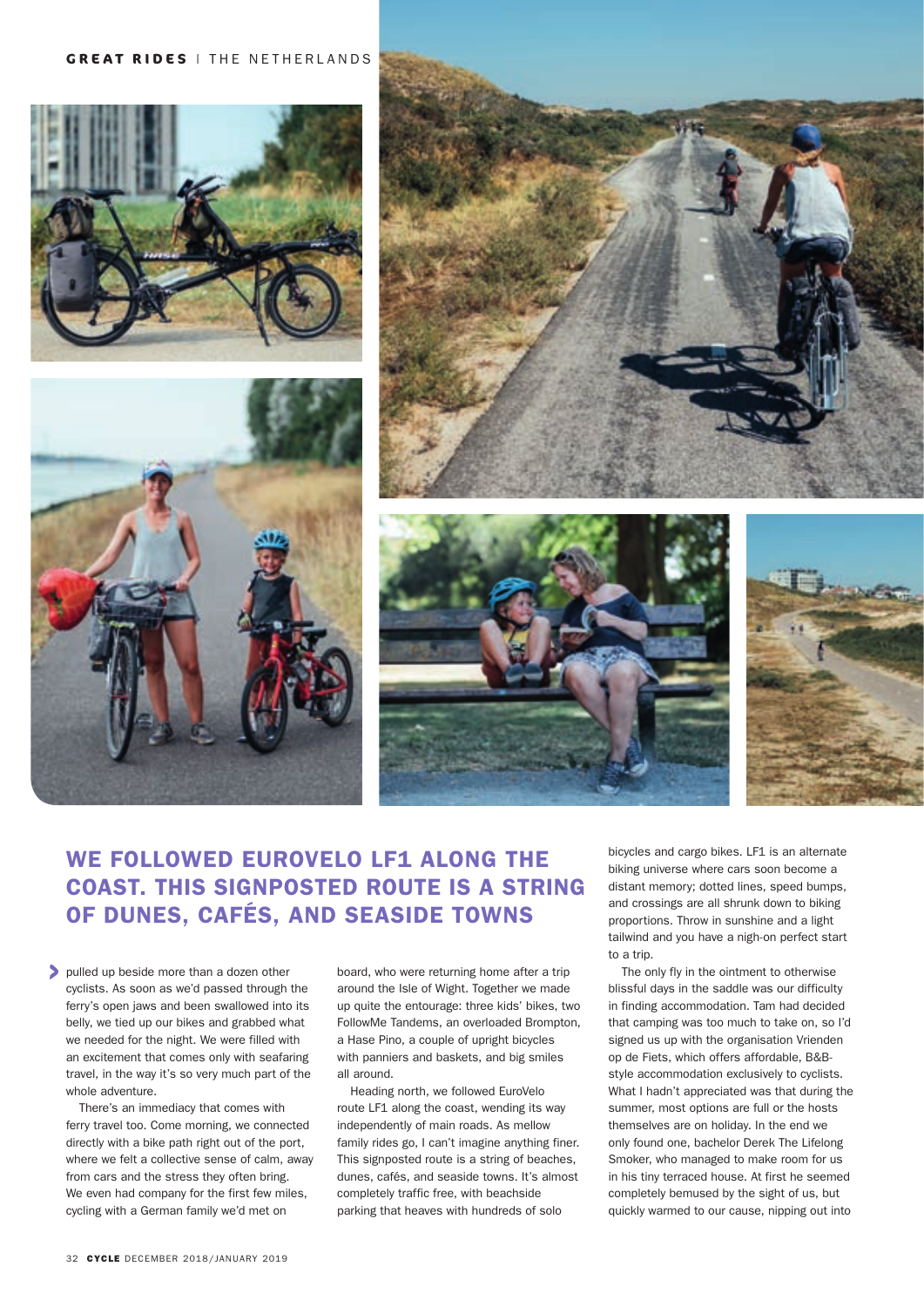## WE FOLLOWED EUROVELO LF1 ALONG THE COAST. THIS SIGNPOSTED ROUTE IS A STRING OF DUNES, CAFÉS, AND SEASIDE TOWNS

pulled up beside more than a dozen other cyclists. As soon as we'd passed through the ferry's open jaws and been swallowed into its belly, we tied up our bikes and grabbed what we needed for the night. We were filled with an excitement that comes only with seafaring travel, in the way it's so very much part of the whole adventure.

There's an immediacy that comes with ferry travel too. Come morning, we connected directly with a bike path right out of the port, where we felt a collective sense of calm, away from cars and the stress they often bring. We even had company for the first few miles, cycling with a German family we'd met on board, who were returning home after a trip around the Isle of Wight. Together we made up quite the entourage: three kids' bikes, two FollowMe Tandems, an overloaded Brompton, a Hase Pino, a couple of upright bicycles with panniers and baskets, and big smiles all around.

Heading north, we followed EuroVelo route LF1 along the coast, wending its way independently of main roads. As mellow family rides go, I can't imagine anything finer. This signposted route is a string of beaches, dunes, cafés, and seaside towns. It's almost completely traffic free, with beachside parking that heaves with hundreds of solo bicycles and cargo bikes. LF1 is an alternate biking universe where cars soon become a distant memory; dotted lines, speed bumps, and crossings are all shrunk down to biking proportions. Throw in sunshine and a light tailwind and you have a nigh-on perfect start to a trip.

The only fly in the ointment to otherwise blissful days in the saddle was our difficulty in finding accommodation. Tam had decided that camping was too much to take on, so I'd signed us up with the organisation Vrienden op de Fiets, which offers affordable, B&B-style accommodation exclusively to cyclists. What I hadn't appreciated was that during the summer, most options are full or the hosts themselves are on holiday. In the end we only found one, bachelor Derek The Lifelong Smoker, who managed to make room for us in his tiny terraced house. At first he seemed completely bemused by the sight of us, but quickly warmed to our cause, nipping out into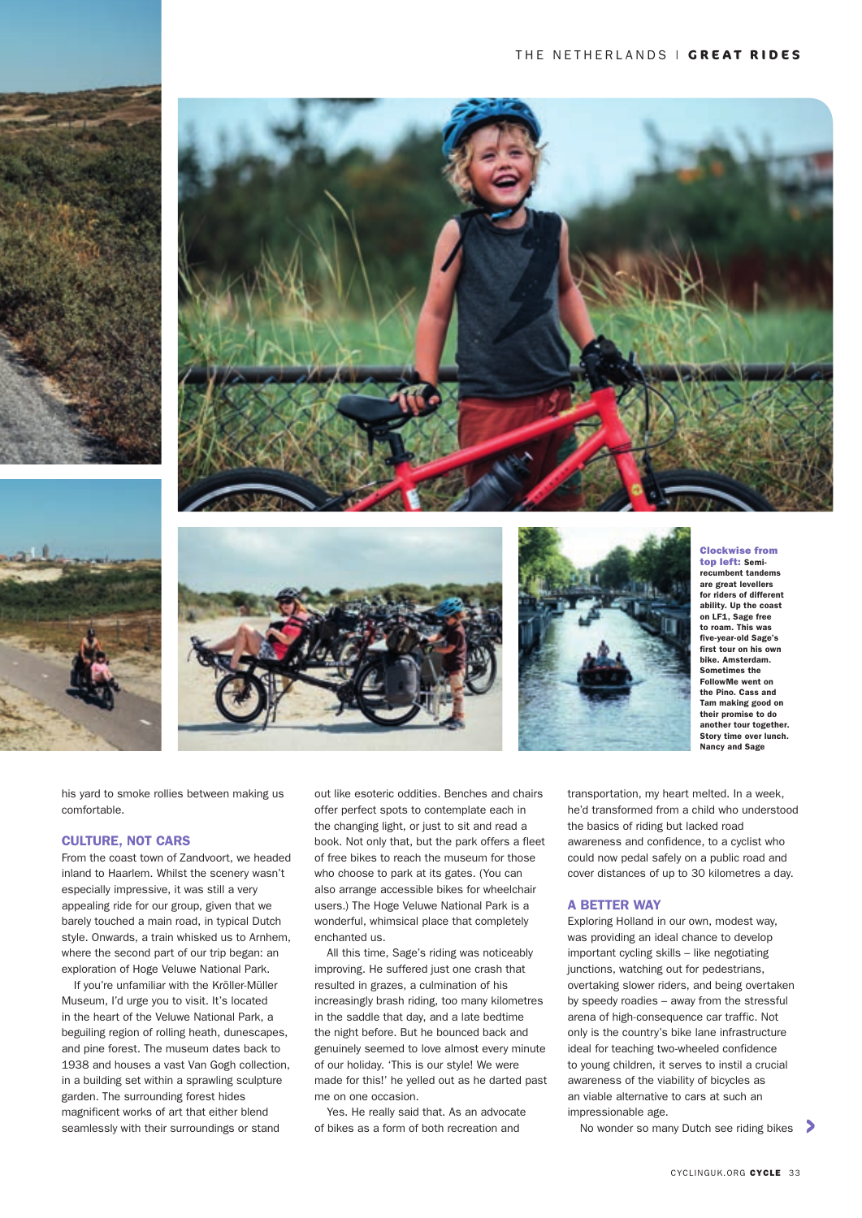**Clockwise from top left:** Semi-recumbent tandems are great levellers for riders of different ability. Up the coast on LF1, Sage free to roam. This was five-year-old Sage's first tour on his own bike. Amsterdam. Sometimes the FollowMe went on the Pino. Cass and Tam making good on their promise to do another tour together. Story time over lunch. Nancy and Sage

his yard to smoke rollies between making us comfortable.

## CULTURE, NOT CARS

From the coast town of Zandvoort, we headed inland to Haarlem. Whilst the scenery wasn't especially impressive, it was still a very appealing ride for our group, given that we barely touched a main road, in typical Dutch style. Onwards, a train whisked us to Arnhem, where the second part of our trip began: an exploration of Hoge Veluwe National Park.

If you're unfamiliar with the Kröller-Müller Museum, I'd urge you to visit. It's located in the heart of the Veluwe National Park, a beguiling region of rolling heath, dunescapes, and pine forest. The museum dates back to 1938 and houses a vast Van Gogh collection, in a building set within a sprawling sculpture garden. The surrounding forest hides magnificent works of art that either blend seamlessly with their surroundings or stand out like esoteric oddities. Benches and chairs offer perfect spots to contemplate each in the changing light, or just to sit and read a book. Not only that, but the park offers a fleet of free bikes to reach the museum for those who choose to park at its gates. (You can also arrange accessible bikes for wheelchair users.) The Hoge Veluwe National Park is a wonderful, whimsical place that completely enchanted us.

All this time, Sage's riding was noticeably improving. He suffered just one crash that resulted in grazes, a culmination of his increasingly brash riding, too many kilometres in the saddle that day, and a late bedtime the night before. But he bounced back and genuinely seemed to love almost every minute of our holiday. 'This is our style! We were made for this!' he yelled out as he darted past me on one occasion.

Yes. He really said that. As an advocate of bikes as a form of both recreation and transportation, my heart melted. In a week, he'd transformed from a child who understood the basics of riding but lacked road awareness and confidence, to a cyclist who could now pedal safely on a public road and cover distances of up to 30 kilometres a day.

## A BETTER WAY

Exploring Holland in our own, modest way, was providing an ideal chance to develop important cycling skills – like negotiating junctions, watching out for pedestrians, overtaking slower riders, and being overtaken by speedy roadies – away from the stressful arena of high-consequence car traffic. Not only is the country's bike lane infrastructure ideal for teaching two-wheeled confidence to young children, it serves to instil a crucial awareness of the viability of bicycles as an viable alternative to cars at such an impressionable age.

No wonder so many Dutch see riding bikes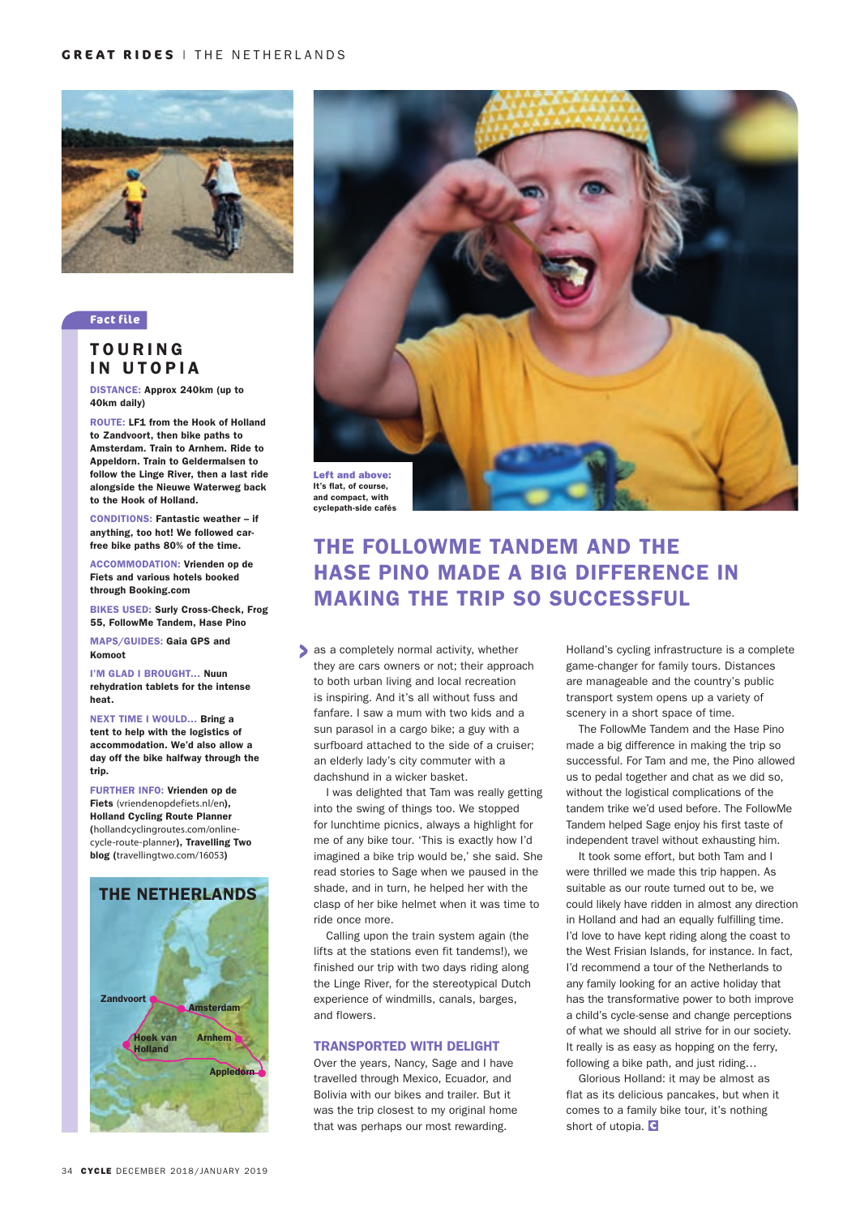## Fact file

### TOURING IN UTOPIA

**DISTANCE:** Approx 240km (up to 40km daily)

**ROUTE:** LF1 from the Hook of Holland to Zandvoort, then bike paths to Amsterdam. Train to Arnhem. Ride to Appeldoorn. Train to Geldermalsen to follow the Linge River, then a last ride alongside the Nieuwe Waterweg back to the Hook of Holland.

**CONDITIONS:** Fantastic weather – if anything, too hot! We followed car-free bike paths 80% of the time.

**ACCOMMODATION:** Vrienden op de Fiets and various hotels booked through Booking.com

**BIKES USED:** Surly Cross-Check, Frog 55, FollowMe Tandem, Hase Pino

**MAPS/GUIDES:** Gaia GPS and Komoot

**I'M GLAD I BROUGHT...** Nuun rehydration tablets for the intense heat.

**NEXT TIME I WOULD...** Bring a tent to help with the logistics of accommodation. We'd also allow a day off the bike halfway through the trip.

**FURTHER INFO:** Vrienden op de Fiets (vriendenopdefiets.nl/en), Holland Cycling Route Planner (hollandcyclingroutes.com/online-cycle-route-planner), Travelling Two blog (travellingtwo.com/16053)

THE NETHERLANDS

Zandvoort

Amsterdam

Hoek van Holland

Arnhem

Appledorn

**Left and above:** It's flat, of course, and compact, with cyclepath-side cafés

## THE FOLLOWME TANDEM AND THE HASE PINO MADE A BIG DIFFERENCE IN MAKING THE TRIP SO SUCCESSFUL

as a completely normal activity, whether they are cars owners or not; their approach to both urban living and local recreation is inspiring. And it's all without fuss and fanfare. I saw a mum with two kids and a sun parasol in a cargo bike; a guy with a surfboard attached to the side of a cruiser; an elderly lady's city commuter with a dachshund in a wicker basket.

I was delighted that Tam was really getting into the swing of things too. We stopped for lunchtime picnics, always a highlight for me of any bike tour. 'This is exactly how I'd imagined a bike trip would be,' she said. She read stories to Sage when we paused in the shade, and in turn, he helped her with the clasp of her bike helmet when it was time to ride once more.

Calling upon the train system again (the lifts at the stations even fit tandems!), we finished our trip with two days riding along the Linge River, for the stereotypical Dutch experience of windmills, canals, barges, and flowers.

### TRANSPORTED WITH DELIGHT

Over the years, Nancy, Sage and I have travelled through Mexico, Ecuador, and Bolivia with our bikes and trailer. But it was the trip closest to my original home that was perhaps our most rewarding.

Holland's cycling infrastructure is a complete game-changer for family tours. Distances are manageable and the country's public transport system opens up a variety of scenery in a short space of time.

The FollowMe Tandem and the Hase Pino made a big difference in making the trip so successful. For Tam and me, the Pino allowed us to pedal together and chat as we did so, without the logistical complications of the tandem trike we'd used before. The FollowMe Tandem helped Sage enjoy his first taste of independent travel without exhausting him.

It took some effort, but both Tam and I were thrilled we made this trip happen. As suitable as our route turned out to be, we could likely have ridden in almost any direction in Holland and had an equally fulfilling time. I'd love to have kept riding along the coast to the West Frisian Islands, for instance. In fact, I'd recommend a tour of the Netherlands to any family looking for an active holiday that has the transformative power to both improve a child's cycle-sense and change perceptions of what we should all strive for in our society. It really is as easy as hopping on the ferry, following a bike path, and just riding…

Glorious Holland: it may be almost as flat as its delicious pancakes, but when it comes to a family bike tour, it's nothing short of utopia.